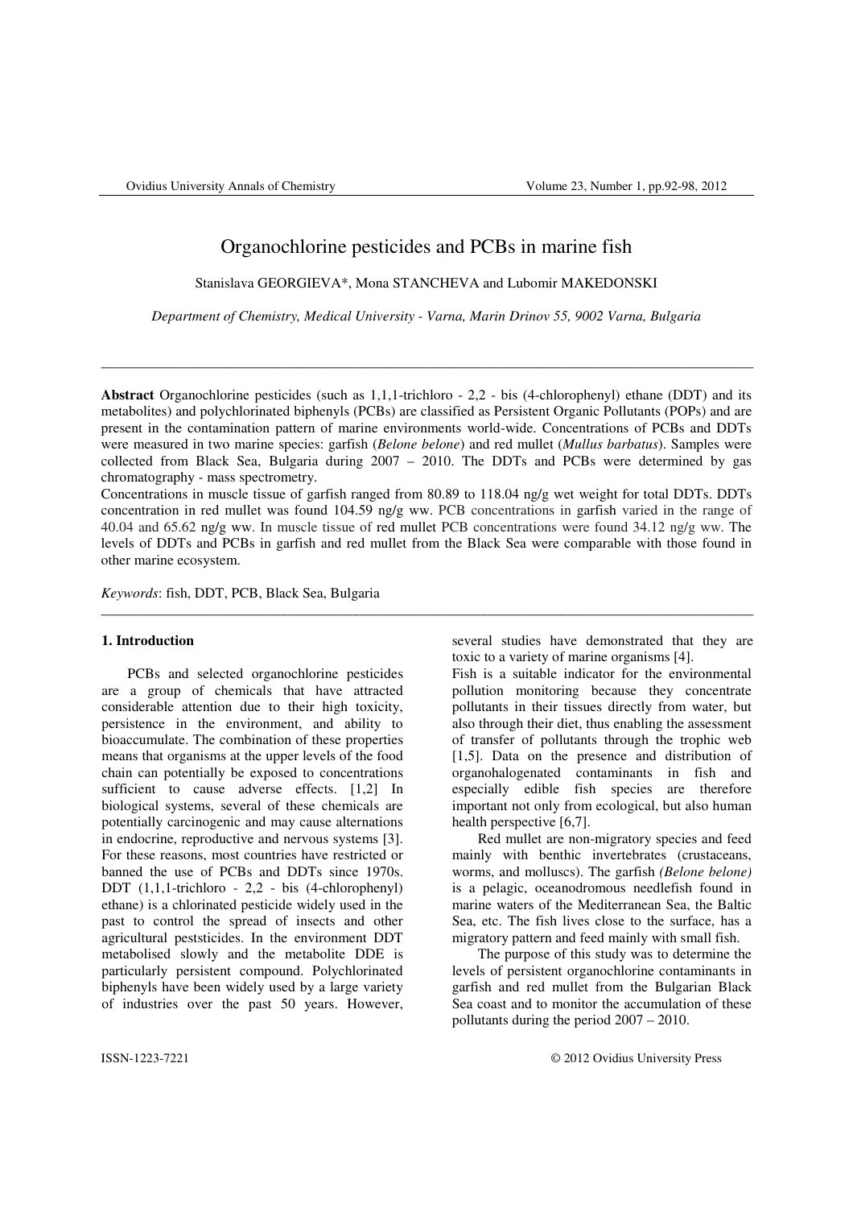# Organochlorine pesticides and PCBs in marine fish

Stanislava GEORGIEVA*, Mona STANCHEVA and Lubomir MAKEDONSKI

*Department of Chemistry, Medical University - Varna, Marin Drinov 55, 9002 Varna, Bulgaria*

---

**Abstract** Organochlorine pesticides (such as 1,1,1-trichloro - 2,2 - bis (4-chlorophenyl) ethane (DDT) and its metabolites) and polychlorinated biphenyls (PCBs) are classified as Persistent Organic Pollutants (POPs) and are present in the contamination pattern of marine environments world-wide. Concentrations of PCBs and DDTs were measured in two marine species: garfish (*Belone belone*) and red mullet (*Mullus barbatus*). Samples were collected from Black Sea, Bulgaria during 2007 – 2010. The DDTs and PCBs were determined by gas chromatography - mass spectrometry.

Concentrations in muscle tissue of garfish ranged from 80.89 to 118.04 ng/g wet weight for total DDTs. DDTs concentration in red mullet was found 104.59 ng/g ww. PCB concentrations in garfish varied in the range of 40.04 and 65.62 ng/g ww. In muscle tissue of red mullet PCB concentrations were found 34.12 ng/g ww. The levels of DDTs and PCBs in garfish and red mullet from the Black Sea were comparable with those found in other marine ecosystem.

*Keywords*: fish, DDT, PCB, Black Sea, Bulgaria

---

## 1. Introduction

PCBs and selected organochlorine pesticides are a group of chemicals that have attracted considerable attention due to their high toxicity, persistence in the environment, and ability to bioaccumulate. The combination of these properties means that organisms at the upper levels of the food chain can potentially be exposed to concentrations sufficient to cause adverse effects. [1,2] In biological systems, several of these chemicals are potentially carcinogenic and may cause alternations in endocrine, reproductive and nervous systems [3]. For these reasons, most countries have restricted or banned the use of PCBs and DDTs since 1970s. DDT (1,1,1-trichloro - 2,2 - bis (4-chlorophenyl) ethane) is a chlorinated pesticide widely used in the past to control the spread of insects and other agricultural peststicides. In the environment DDT metabolised slowly and the metabolite DDE is particularly persistent compound. Polychlorinated biphenyls have been widely used by a large variety of industries over the past 50 years. However, several studies have demonstrated that they are toxic to a variety of marine organisms [4].

Fish is a suitable indicator for the environmental pollution monitoring because they concentrate pollutants in their tissues directly from water, but also through their diet, thus enabling the assessment of transfer of pollutants through the trophic web [1,5]. Data on the presence and distribution of organohalogenated contaminants in fish and especially edible fish species are therefore important not only from ecological, but also human health perspective [6,7].

Red mullet are non-migratory species and feed mainly with benthic invertebrates (crustaceans, worms, and molluscs). The garfish *(Belone belone)* is a pelagic, oceanodromous needlefish found in marine waters of the Mediterranean Sea, the Baltic Sea, etc. The fish lives close to the surface, has a migratory pattern and feed mainly with small fish.

The purpose of this study was to determine the levels of persistent organochlorine contaminants in garfish and red mullet from the Bulgarian Black Sea coast and to monitor the accumulation of these pollutants during the period 2007 – 2010.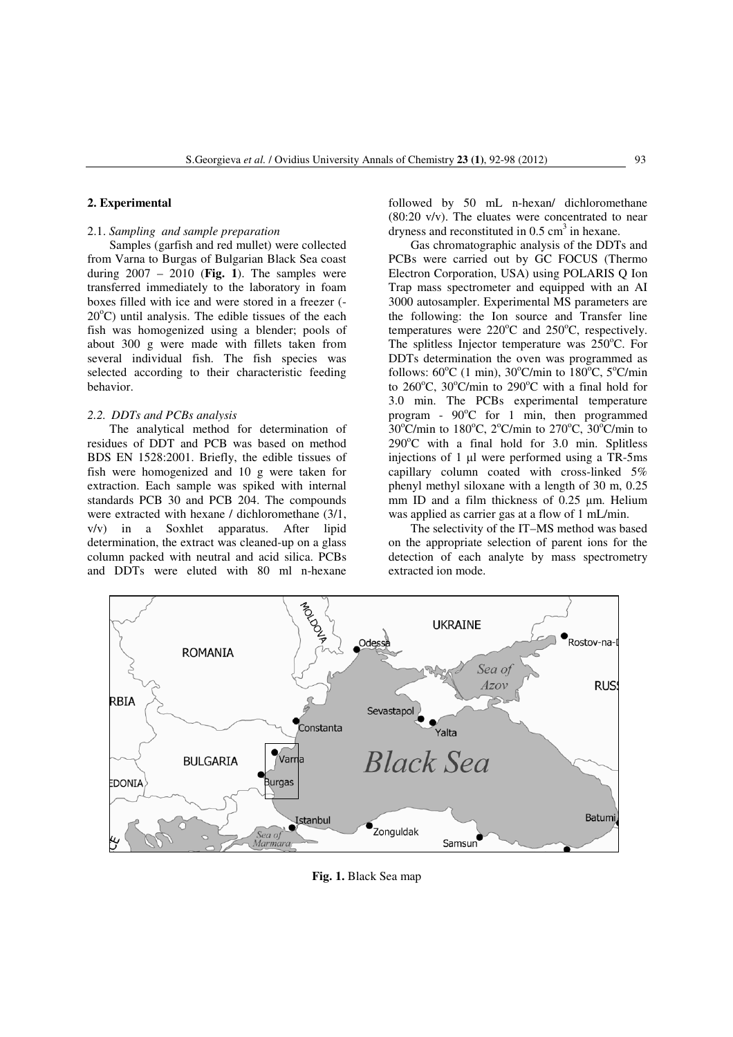## 2. Experimental

### 2.1. *Sampling and sample preparation*

Samples (garfish and red mullet) were collected from Varna to Burgas of Bulgarian Black Sea coast during 2007 – 2010 (**Fig. 1**). The samples were transferred immediately to the laboratory in foam boxes filled with ice and were stored in a freezer (-20°C) until analysis. The edible tissues of the each fish was homogenized using a blender; pools of about 300 g were made with fillets taken from several individual fish. The fish species was selected according to their characteristic feeding behavior.

### 2.2. *DDTs and PCBs analysis*

The analytical method for determination of residues of DDT and PCB was based on method BDS EN 1528:2001. Briefly, the edible tissues of fish were homogenized and 10 g were taken for extraction. Each sample was spiked with internal standards PCB 30 and PCB 204. The compounds were extracted with hexane / dichloromethane (3/1, v/v) in a Soxhlet apparatus. After lipid determination, the extract was cleaned-up on a glass column packed with neutral and acid silica. PCBs and DDTs were eluted with 80 ml n-hexane followed by 50 mL n-hexan/ dichloromethane (80:20 v/v). The eluates were concentrated to near dryness and reconstituted in 0.5 $cm^3$ in hexane.

Gas chromatographic analysis of the DDTs and PCBs were carried out by GC FOCUS (Thermo Electron Corporation, USA) using POLARIS Q Ion Trap mass spectrometer and equipped with an AI 3000 autosampler. Experimental MS parameters are the following: the Ion source and Transfer line temperatures were 220°C and 250°C, respectively. The splitless Injector temperature was 250°C. For DDTs determination the oven was programmed as follows: 60°C (1 min), 30°C/min to 180°C, 5°C/min to 260°C, 30°C/min to 290°C with a final hold for 3.0 min. The PCBs experimental temperature program - 90°C for 1 min, then programmed 30°C/min to 180°C, 2°C/min to 270°C, 30°C/min to 290°C with a final hold for 3.0 min. Splitless injections of 1 µl were performed using a TR-5ms capillary column coated with cross-linked 5% phenyl methyl siloxane with a length of 30 m, 0.25 mm ID and a film thickness of 0.25 µm. Helium was applied as carrier gas at a flow of 1 mL/min.

The selectivity of the IT–MS method was based on the appropriate selection of parent ions for the detection of each analyte by mass spectrometry extracted ion mode.

**Fig. 1.** Black Sea map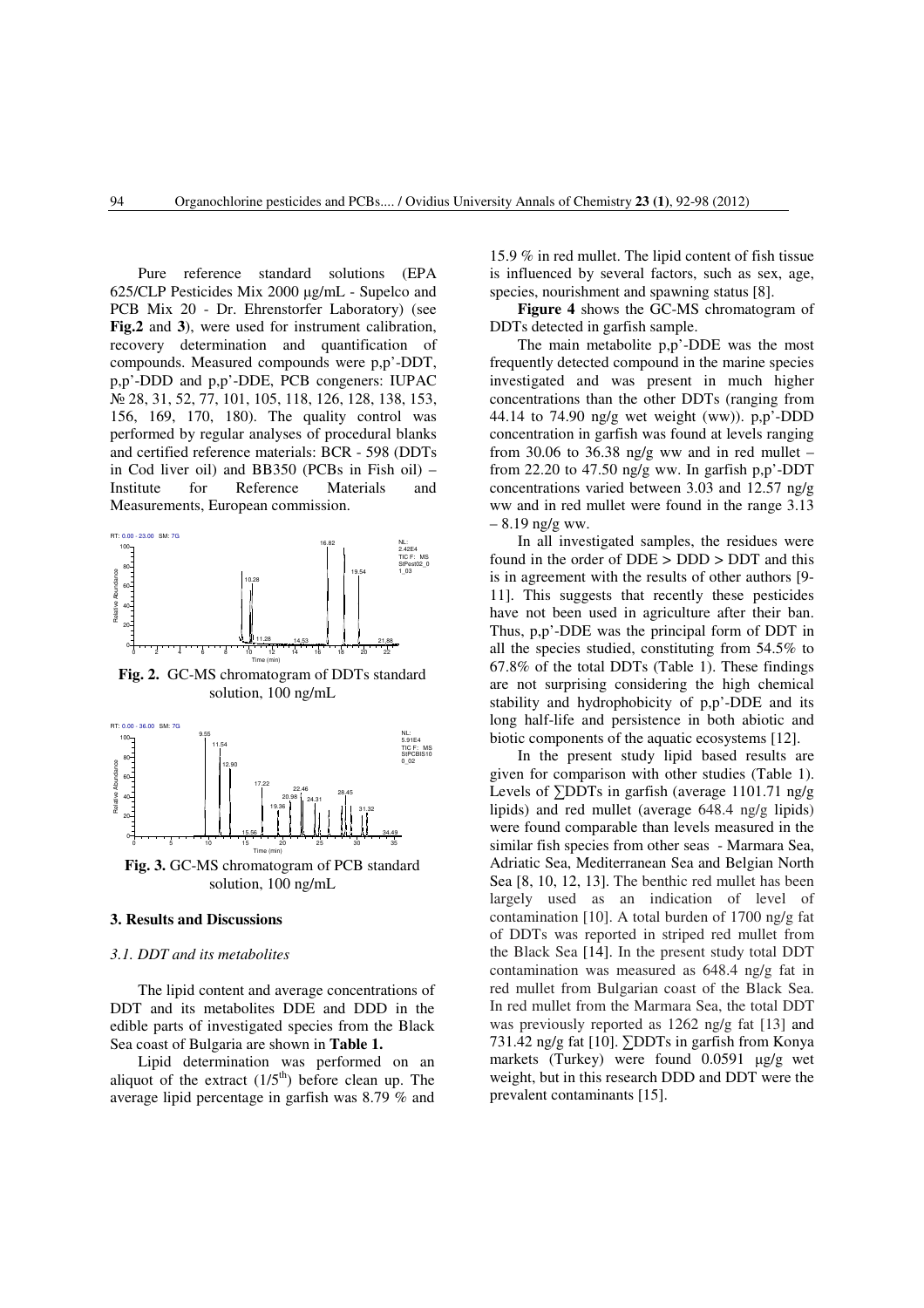Pure reference standard solutions (EPA 625/CLP Pesticides Mix 2000 µg/mL - Supelco and PCB Mix 20 - Dr. Ehrenstorfer Laboratory) (see **Fig.2** and **3**), were used for instrument calibration, recovery determination and quantification of compounds. Measured compounds were p,p'-DDT, p,p'-DDD and p,p'-DDE, PCB congeners: IUPAC № 28, 31, 52, 77, 101, 105, 118, 126, 128, 138, 153, 156, 169, 170, 180). The quality control was performed by regular analyses of procedural blanks and certified reference materials: BCR - 598 (DDTs in Cod liver oil) and BB350 (PCBs in Fish oil) – Institute for Reference Materials and Measurements, European commission.

**Fig. 2.** GC-MS chromatogram of DDTs standard solution, 100 ng/mL

**Fig. 3.** GC-MS chromatogram of PCB standard solution, 100 ng/mL

## 3. Results and Discussions

### *3.1. DDT and its metabolites*

The lipid content and average concentrations of DDT and its metabolites DDE and DDD in the edible parts of investigated species from the Black Sea coast of Bulgaria are shown in **Table 1.**

Lipid determination was performed on an aliquot of the extract ($1/5^{th}$) before clean up. The average lipid percentage in garfish was 8.79 % and 15.9 % in red mullet. The lipid content of fish tissue is influenced by several factors, such as sex, age, species, nourishment and spawning status [8].

**Figure 4** shows the GC-MS chromatogram of DDTs detected in garfish sample.

The main metabolite p,p'-DDE was the most frequently detected compound in the marine species investigated and was present in much higher concentrations than the other DDTs (ranging from 44.14 to 74.90 ng/g wet weight (ww)). p,p'-DDD concentration in garfish was found at levels ranging from 30.06 to 36.38 ng/g ww and in red mullet – from 22.20 to 47.50 ng/g ww. In garfish p,p'-DDT concentrations varied between 3.03 and 12.57 ng/g ww and in red mullet were found in the range 3.13 – 8.19 ng/g ww.

In all investigated samples, the residues were found in the order of DDE > DDD > DDT and this is in agreement with the results of other authors [9-11]. This suggests that recently these pesticides have not been used in agriculture after their ban. Thus, p,p'-DDE was the principal form of DDT in all the species studied, constituting from 54.5% to 67.8% of the total DDTs (Table 1). These findings are not surprising considering the high chemical stability and hydrophobicity of p,p'-DDE and its long half-life and persistence in both abiotic and biotic components of the aquatic ecosystems [12].

In the present study lipid based results are given for comparison with other studies (Table 1). Levels of ∑DDTs in garfish (average 1101.71 ng/g lipids) and red mullet (average 648.4 ng/g lipids) were found comparable than levels measured in the similar fish species from other seas - Marmara Sea, Adriatic Sea, Mediterranean Sea and Belgian North Sea [8, 10, 12, 13]. The benthic red mullet has been largely used as an indication of level of contamination [10]. A total burden of 1700 ng/g fat of DDTs was reported in striped red mullet from the Black Sea [14]. In the present study total DDT contamination was measured as 648.4 ng/g fat in red mullet from Bulgarian coast of the Black Sea. In red mullet from the Marmara Sea, the total DDT was previously reported as 1262 ng/g fat [13] and 731.42 ng/g fat [10]. ∑DDTs in garfish from Konya markets (Turkey) were found 0.0591 µg/g wet weight, but in this research DDD and DDT were the prevalent contaminants [15].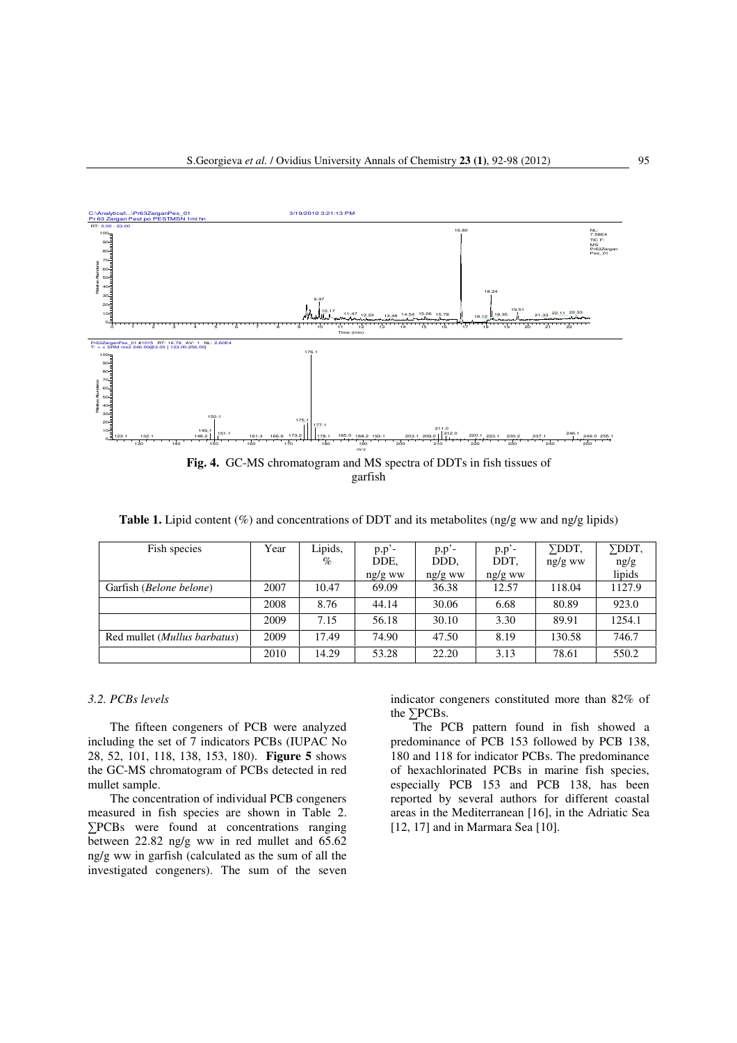**Fig. 4.** GC-MS chromatogram and MS spectra of DDTs in fish tissues of garfish

**Table 1.** Lipid content (%) and concentrations of DDT and its metabolites (ng/g ww and ng/g lipids)

| Fish species | Year | Lipids, % | p,p'-DDE, ng/g ww | p,p'-DDD, ng/g ww | p,p'-DDT, ng/g ww | ∑DDT, ng/g ww | ∑DDT, ng/g lipids |
|---|---|---|---|---|---|---|---|
| Garfish (*Belone belone*) | 2007 | 10.47 | 69.09 | 36.38 | 12.57 | 118.04 | 1127.9 |
| | 2008 | 8.76 | 44.14 | 30.06 | 6.68 | 80.89 | 923.0 |
| | 2009 | 7.15 | 56.18 | 30.10 | 3.30 | 89.91 | 1254.1 |
| Red mullet (*Mullus barbatus*) | 2009 | 17.49 | 74.90 | 47.50 | 8.19 | 130.58 | 746.7 |
| | 2010 | 14.29 | 53.28 | 22.20 | 3.13 | 78.61 | 550.2 |

### *3.2. PCBs levels*

The fifteen congeners of PCB were analyzed including the set of 7 indicators PCBs (IUPAC No 28, 52, 101, 118, 138, 153, 180). **Figure 5** shows the GC-MS chromatogram of PCBs detected in red mullet sample.

The concentration of individual PCB congeners measured in fish species are shown in Table 2. ∑PCBs were found at concentrations ranging between 22.82 ng/g ww in red mullet and 65.62 ng/g ww in garfish (calculated as the sum of all the investigated congeners). The sum of the seven indicator congeners constituted more than 82% of the ∑PCBs.

The PCB pattern found in fish showed a predominance of PCB 153 followed by PCB 138, 180 and 118 for indicator PCBs. The predominance of hexachlorinated PCBs in marine fish species, especially PCB 153 and PCB 138, has been reported by several authors for different coastal areas in the Mediterranean [16], in the Adriatic Sea [12, 17] and in Marmara Sea [10].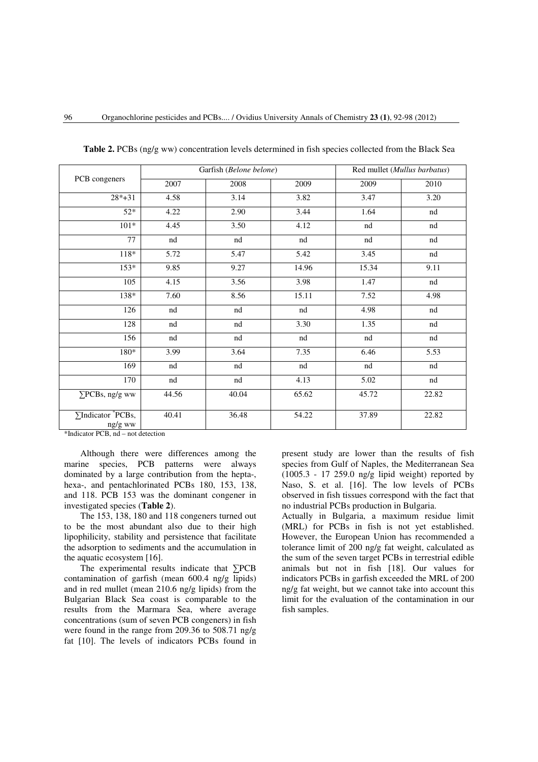**Table 2.** PCBs (ng/g ww) concentration levels determined in fish species collected from the Black Sea

| PCB congeners | Garfish (*Belone belone*) | | | Red mullet (*Mullus barbatus*) | |
|---|---|---|---|---|---|
| | 2007 | 2008 | 2009 | 2009 | 2010 |
| 28*+31 | 4.58 | 3.14 | 3.82 | 3.47 | 3.20 |
| 52* | 4.22 | 2.90 | 3.44 | 1.64 | nd |
| 101* | 4.45 | 3.50 | 4.12 | nd | nd |
| 77 | nd | nd | nd | nd | nd |
| 118* | 5.72 | 5.47 | 5.42 | 3.45 | nd |
| 153* | 9.85 | 9.27 | 14.96 | 15.34 | 9.11 |
| 105 | 4.15 | 3.56 | 3.98 | 1.47 | nd |
| 138* | 7.60 | 8.56 | 15.11 | 7.52 | 4.98 |
| 126 | nd | nd | nd | 4.98 | nd |
| 128 | nd | nd | 3.30 | 1.35 | nd |
| 156 | nd | nd | nd | nd | nd |
| 180* | 3.99 | 3.64 | 7.35 | 6.46 | 5.53 |
| 169 | nd | nd | nd | nd | nd |
| 170 | nd | nd | 4.13 | 5.02 | nd |
| ∑PCBs, ng/g ww | 44.56 | 40.04 | 65.62 | 45.72 | 22.82 |
| ∑Indicator *PCBs, ng/g ww | 40.41 | 36.48 | 54.22 | 37.89 | 22.82 |

*Indicator PCB, nd – not detection

Although there were differences among the marine species, PCB patterns were always dominated by a large contribution from the hepta-, hexa-, and pentachlorinated PCBs 180, 153, 138, and 118. PCB 153 was the dominant congener in investigated species (**Table 2**).

The 153, 138, 180 and 118 congeners turned out to be the most abundant also due to their high lipophilicity, stability and persistence that facilitate the adsorption to sediments and the accumulation in the aquatic ecosystem [16].

The experimental results indicate that ∑PCB contamination of garfish (mean 600.4 ng/g lipids) and in red mullet (mean 210.6 ng/g lipids) from the Bulgarian Black Sea coast is comparable to the results from the Marmara Sea, where average concentrations (sum of seven PCB congeners) in fish were found in the range from 209.36 to 508.71 ng/g fat [10]. The levels of indicators PCBs found in present study are lower than the results of fish species from Gulf of Naples, the Mediterranean Sea (1005.3 - 17 259.0 ng/g lipid weight) reported by Naso, S. et al. [16]. The low levels of PCBs observed in fish tissues correspond with the fact that no industrial PCBs production in Bulgaria.

Actually in Bulgaria, a maximum residue limit (MRL) for PCBs in fish is not yet established. However, the European Union has recommended a tolerance limit of 200 ng/g fat weight, calculated as the sum of the seven target PCBs in terrestrial edible animals but not in fish [18]. Our values for indicators PCBs in garfish exceeded the MRL of 200 ng/g fat weight, but we cannot take into account this limit for the evaluation of the contamination in our fish samples.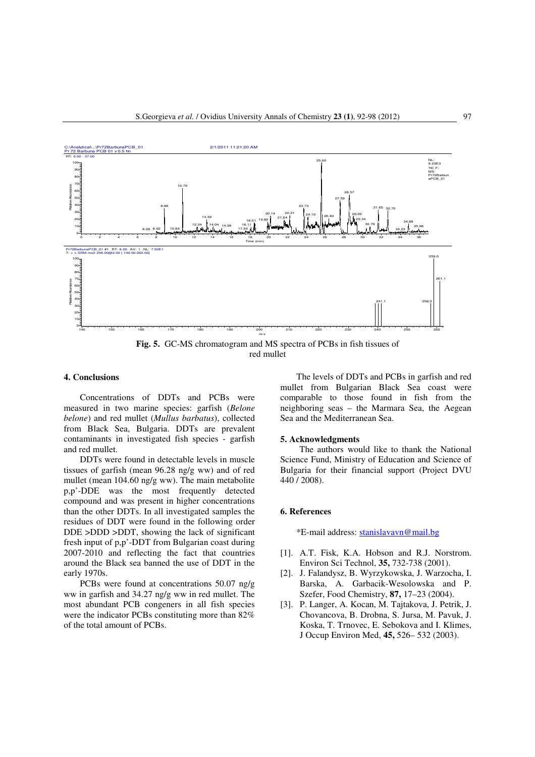**Fig. 5.** GC-MS chromatogram and MS spectra of PCBs in fish tissues of red mullet

## 4. Conclusions

Concentrations of DDTs and PCBs were measured in two marine species: garfish (*Belone belone*) and red mullet (*Mullus barbatus*), collected from Black Sea, Bulgaria. DDTs are prevalent contaminants in investigated fish species - garfish and red mullet.

DDTs were found in detectable levels in muscle tissues of garfish (mean 96.28 ng/g ww) and of red mullet (mean 104.60 ng/g ww). The main metabolite p,p'-DDE was the most frequently detected compound and was present in higher concentrations than the other DDTs. In all investigated samples the residues of DDT were found in the following order DDE >DDD >DDT, showing the lack of significant fresh input of p,p'-DDT from Bulgarian coast during 2007-2010 and reflecting the fact that countries around the Black sea banned the use of DDT in the early 1970s.

PCBs were found at concentrations 50.07 ng/g ww in garfish and 34.27 ng/g ww in red mullet. The most abundant PCB congeners in all fish species were the indicator PCBs constituting more than 82% of the total amount of PCBs.

The levels of DDTs and PCBs in garfish and red mullet from Bulgarian Black Sea coast were comparable to those found in fish from the neighboring seas – the Marmara Sea, the Aegean Sea and the Mediterranean Sea.

## 5. Acknowledgments

The authors would like to thank the National Science Fund, Ministry of Education and Science of Bulgaria for their financial support (Project DVU 440 / 2008).

## 6. References

*E-mail address: stanislavavn@mail.bg

[1]. A.T. Fisk, K.A. Hobson and R.J. Norstrom. Environ Sci Technol, **35,** 732-738 (2001).

[2]. J. Falandysz, B. Wyrzykowska, J. Warzocha, I. Barska, A. Garbacik-Wesolowska and P. Szefer, Food Chemistry, **87,** 17–23 (2004).

[3]. P. Langer, A. Kocan, M. Tajtakova, J. Petrik, J. Chovancova, B. Drobna, S. Jursa, M. Pavuk, J. Koska, T. Trnovec, E. Sebokova and I. Klimes, J Occup Environ Med, **45,** 526– 532 (2003).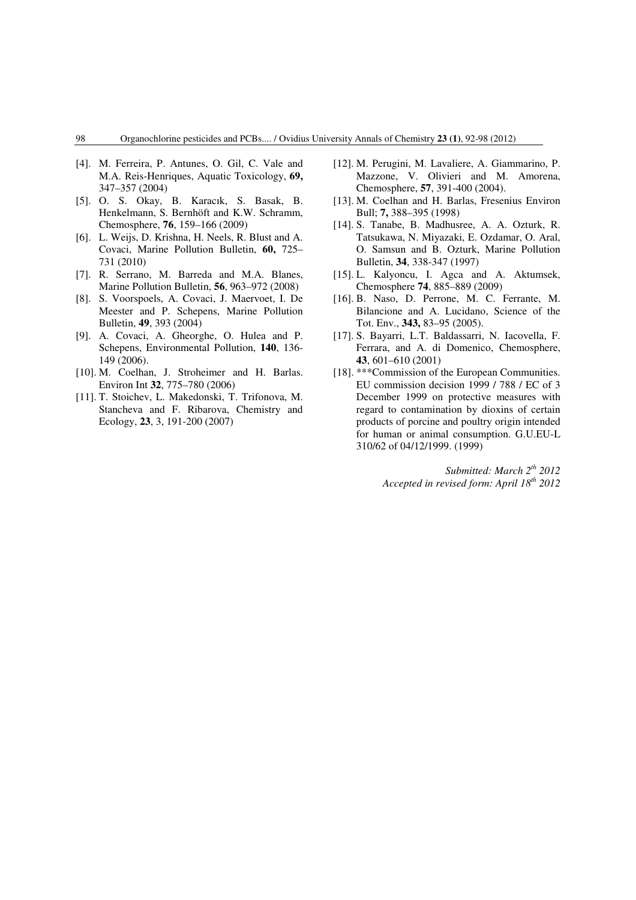[4]. M. Ferreira, P. Antunes, O. Gil, C. Vale and M.A. Reis-Henriques, Aquatic Toxicology, **69,** 347–357 (2004)

[5]. O. S. Okay, B. Karacık, S. Basak, B. Henkelmann, S. Bernhöft and K.W. Schramm, Chemosphere, **76**, 159–166 (2009)

[6]. L. Weijs, D. Krishna, H. Neels, R. Blust and A. Covaci, Marine Pollution Bulletin, **60,** 725–731 (2010)

[7]. R. Serrano, M. Barreda and M.A. Blanes, Marine Pollution Bulletin, **56**, 963–972 (2008)

[8]. S. Voorspoels, A. Covaci, J. Maervoet, I. De Meester and P. Schepens, Marine Pollution Bulletin, **49**, 393 (2004)

[9]. A. Covaci, A. Gheorghe, O. Hulea and P. Schepens, Environmental Pollution, **140**, 136-149 (2006).

[10]. M. Coelhan, J. Stroheimer and H. Barlas. Environ Int **32**, 775–780 (2006)

[11]. T. Stoichev, L. Makedonski, T. Trifonova, M. Stancheva and F. Ribarova, Chemistry and Ecology, **23**, 3, 191-200 (2007)

[12]. M. Perugini, M. Lavaliere, A. Giammarino, P. Mazzone, V. Olivieri and M. Amorena, Chemosphere, **57**, 391-400 (2004).

[13]. M. Coelhan and H. Barlas, Fresenius Environ Bull; **7,** 388–395 (1998)

[14]. S. Tanabe, B. Madhusree, A. A. Ozturk, R. Tatsukawa, N. Miyazaki, E. Ozdamar, O. Aral, O. Samsun and B. Ozturk, Marine Pollution Bulletin, **34**, 338-347 (1997)

[15]. L. Kalyoncu, I. Agca and A. Aktumsek, Chemosphere **74**, 885–889 (2009)

[16]. B. Naso, D. Perrone, M. C. Ferrante, M. Bilancione and A. Lucidano, Science of the Tot. Env., **343,** 83–95 (2005).

[17]. S. Bayarri, L.T. Baldassarri, N. Iacovella, F. Ferrara, and A. di Domenico, Chemosphere, **43**, 601–610 (2001)

[18]. ***Commission of the European Communities. EU commission decision 1999 / 788 / EC of 3 December 1999 on protective measures with regard to contamination by dioxins of certain products of porcine and poultry origin intended for human or animal consumption. G.U.EU-L 310/62 of 04/12/1999. (1999)

*Submitted: March 2nd 2012*
*Accepted in revised form: April 18th 2012*